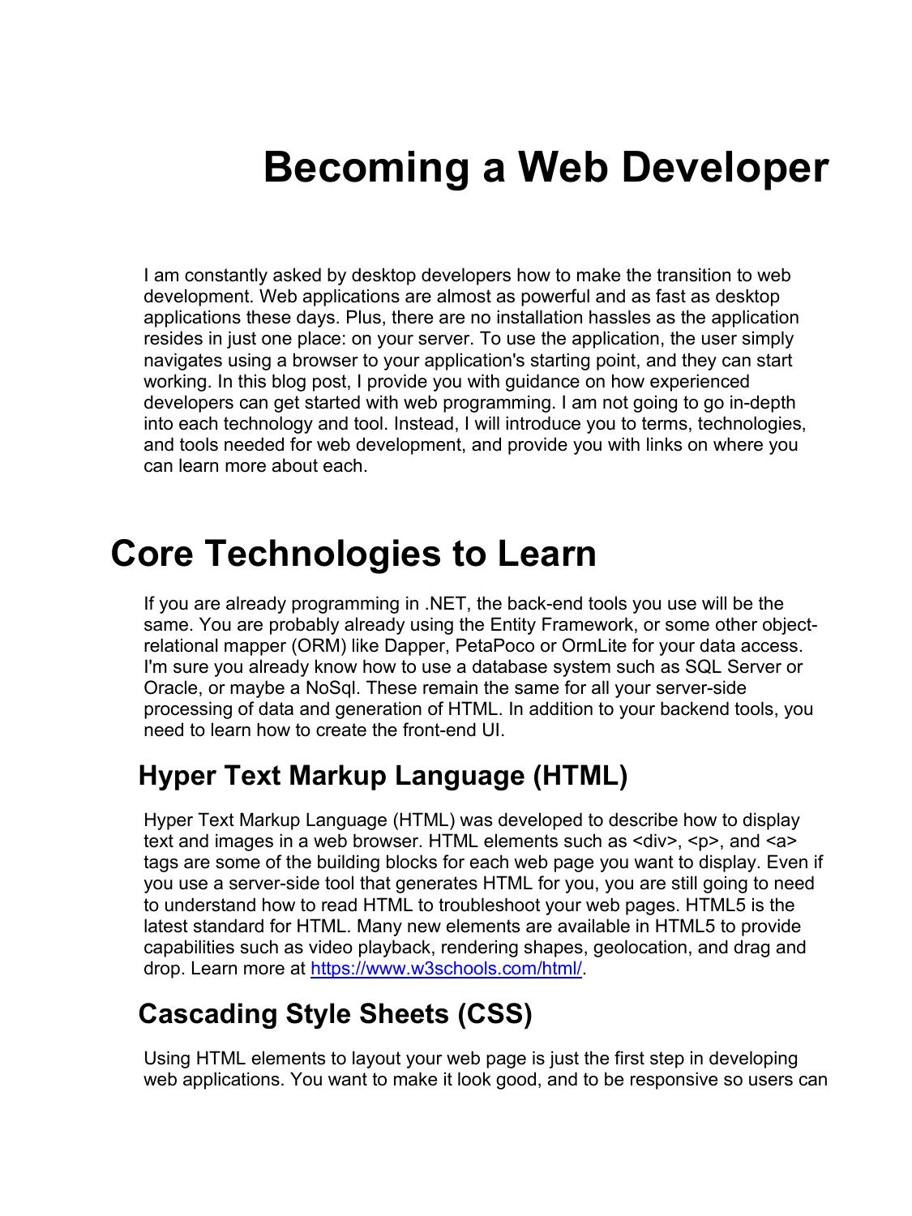# Becoming a Web Developer

I am constantly asked by desktop developers how to make the transition to web development. Web applications are almost as powerful and as fast as desktop applications these days. Plus, there are no installation hassles as the application resides in just one place: on your server. To use the application, the user simply navigates using a browser to your application's starting point, and they can start working. In this blog post, I provide you with guidance on how experienced developers can get started with web programming. I am not going to go in-depth into each technology and tool. Instead, I will introduce you to terms, technologies, and tools needed for web development, and provide you with links on where you can learn more about each.

# Core Technologies to Learn

If you are already programming in .NET, the back-end tools you use will be the same. You are probably already using the Entity Framework, or some other object-relational mapper (ORM) like Dapper, PetaPoco or OrmLite for your data access. I'm sure you already know how to use a database system such as SQL Server or Oracle, or maybe a NoSql. These remain the same for all your server-side processing of data and generation of HTML. In addition to your backend tools, you need to learn how to create the front-end UI.

## Hyper Text Markup Language (HTML)

Hyper Text Markup Language (HTML) was developed to describe how to display text and images in a web browser. HTML elements such as <div>, <p>, and <a> tags are some of the building blocks for each web page you want to display. Even if you use a server-side tool that generates HTML for you, you are still going to need to understand how to read HTML to troubleshoot your web pages. HTML5 is the latest standard for HTML. Many new elements are available in HTML5 to provide capabilities such as video playback, rendering shapes, geolocation, and drag and drop. Learn more at [https://www.w3schools.com/html/](https://www.w3schools.com/html/).

## Cascading Style Sheets (CSS)

Using HTML elements to layout your web page is just the first step in developing web applications. You want to make it look good, and to be responsive so users can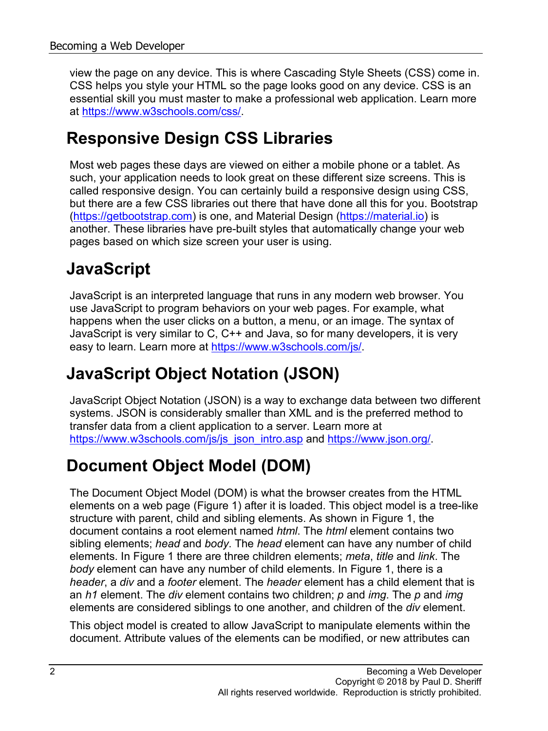view the page on any device. This is where Cascading Style Sheets (CSS) come in. CSS helps you style your HTML so the page looks good on any device. CSS is an essential skill you must master to make a professional web application. Learn more at https://www.w3schools.com/css/.

## Responsive Design CSS Libraries

Most web pages these days are viewed on either a mobile phone or a tablet. As such, your application needs to look great on these different size screens. This is called responsive design. You can certainly build a responsive design using CSS, but there are a few CSS libraries out there that have done all this for you. Bootstrap (https://getbootstrap.com) is one, and Material Design (https://material.io) is another. These libraries have pre-built styles that automatically change your web pages based on which size screen your user is using.

## JavaScript

JavaScript is an interpreted language that runs in any modern web browser. You use JavaScript to program behaviors on your web pages. For example, what happens when the user clicks on a button, a menu, or an image. The syntax of JavaScript is very similar to C, C++ and Java, so for many developers, it is very easy to learn. Learn more at https://www.w3schools.com/js/.

## JavaScript Object Notation (JSON)

JavaScript Object Notation (JSON) is a way to exchange data between two different systems. JSON is considerably smaller than XML and is the preferred method to transfer data from a client application to a server. Learn more at https://www.w3schools.com/js/js_json_intro.asp and https://www.json.org/.

## Document Object Model (DOM)

The Document Object Model (DOM) is what the browser creates from the HTML elements on a web page (Figure 1) after it is loaded. This object model is a tree-like structure with parent, child and sibling elements. As shown in Figure 1, the document contains a root element named *html*. The *html* element contains two sibling elements; *head* and *body*. The *head* element can have any number of child elements. In Figure 1 there are three children elements; *meta*, *title* and *link*. The *body* element can have any number of child elements. In Figure 1, there is a *header*, a *div* and a *footer* element. The *header* element has a child element that is an *h1* element. The *div* element contains two children; *p* and *img*. The *p* and *img* elements are considered siblings to one another, and children of the *div* element.

This object model is created to allow JavaScript to manipulate elements within the document. Attribute values of the elements can be modified, or new attributes can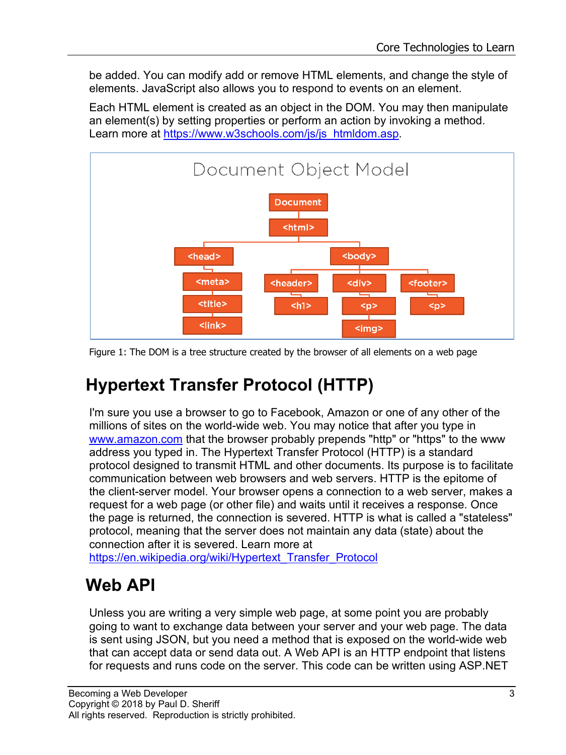be added. You can modify add or remove HTML elements, and change the style of elements. JavaScript also allows you to respond to events on an element.

Each HTML element is created as an object in the DOM. You may then manipulate an element(s) by setting properties or perform an action by invoking a method. Learn more at https://www.w3schools.com/js/js_htmldom.asp.

Figure 1: The DOM is a tree structure created by the browser of all elements on a web page

## Hypertext Transfer Protocol (HTTP)

I'm sure you use a browser to go to Facebook, Amazon or one of any other of the millions of sites on the world-wide web. You may notice that after you type in www.amazon.com that the browser probably prepends "http" or "https" to the www address you typed in. The Hypertext Transfer Protocol (HTTP) is a standard protocol designed to transmit HTML and other documents. Its purpose is to facilitate communication between web browsers and web servers. HTTP is the epitome of the client-server model. Your browser opens a connection to a web server, makes a request for a web page (or other file) and waits until it receives a response. Once the page is returned, the connection is severed. HTTP is what is called a "stateless" protocol, meaning that the server does not maintain any data (state) about the connection after it is severed. Learn more at https://en.wikipedia.org/wiki/Hypertext_Transfer_Protocol

## Web API

Unless you are writing a very simple web page, at some point you are probably going to want to exchange data between your server and your web page. The data is sent using JSON, but you need a method that is exposed on the world-wide web that can accept data or send data out. A Web API is an HTTP endpoint that listens for requests and runs code on the server. This code can be written using ASP.NET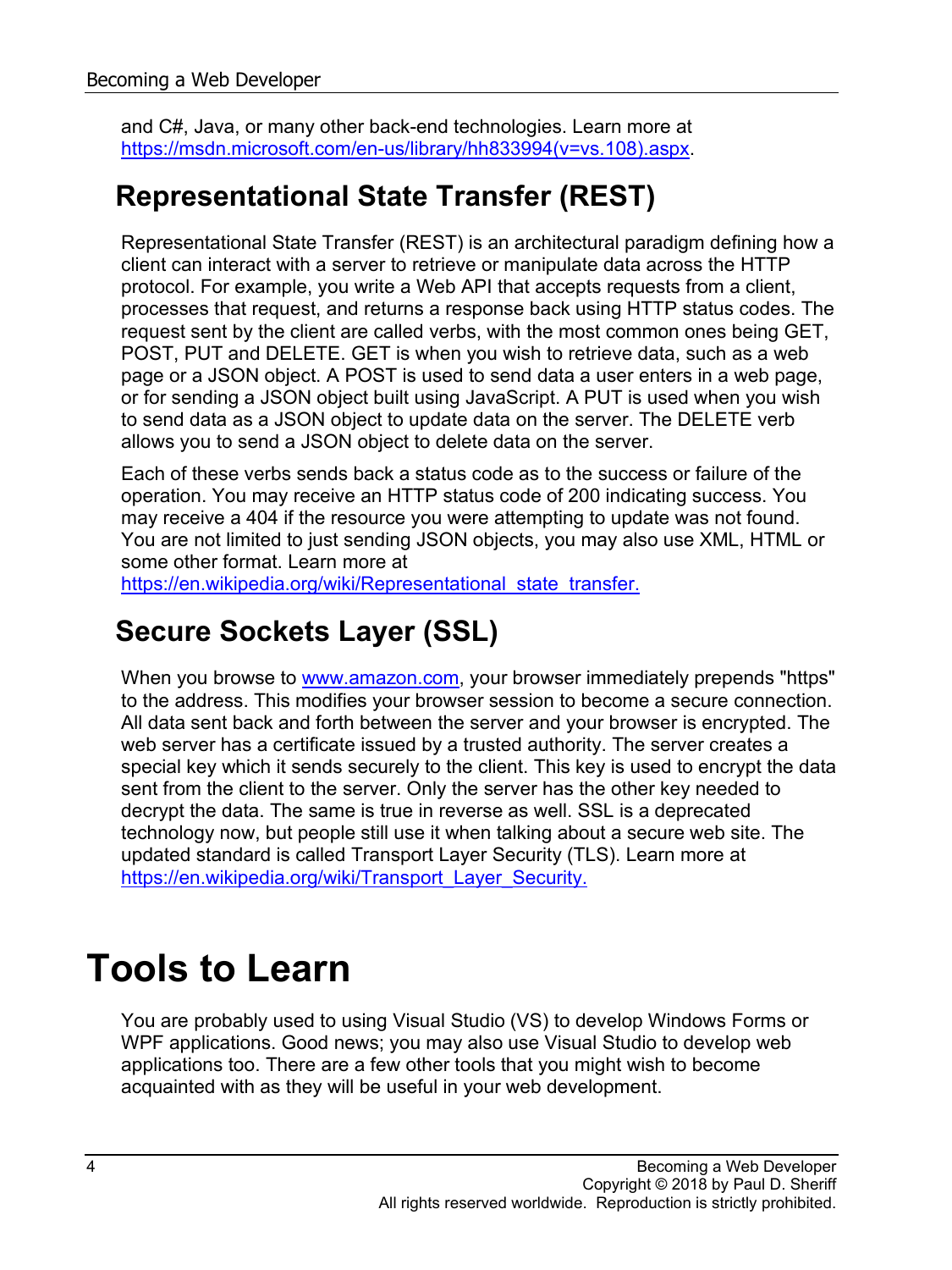and C#, Java, or many other back-end technologies. Learn more at https://msdn.microsoft.com/en-us/library/hh833994(v=vs.108).aspx.

## Representational State Transfer (REST)

Representational State Transfer (REST) is an architectural paradigm defining how a client can interact with a server to retrieve or manipulate data across the HTTP protocol. For example, you write a Web API that accepts requests from a client, processes that request, and returns a response back using HTTP status codes. The request sent by the client are called verbs, with the most common ones being GET, POST, PUT and DELETE. GET is when you wish to retrieve data, such as a web page or a JSON object. A POST is used to send data a user enters in a web page, or for sending a JSON object built using JavaScript. A PUT is used when you wish to send data as a JSON object to update data on the server. The DELETE verb allows you to send a JSON object to delete data on the server.

Each of these verbs sends back a status code as to the success or failure of the operation. You may receive an HTTP status code of 200 indicating success. You may receive a 404 if the resource you were attempting to update was not found. You are not limited to just sending JSON objects, you may also use XML, HTML or some other format. Learn more at https://en.wikipedia.org/wiki/Representational_state_transfer.

## Secure Sockets Layer (SSL)

When you browse to www.amazon.com, your browser immediately prepends "https" to the address. This modifies your browser session to become a secure connection. All data sent back and forth between the server and your browser is encrypted. The web server has a certificate issued by a trusted authority. The server creates a special key which it sends securely to the client. This key is used to encrypt the data sent from the client to the server. Only the server has the other key needed to decrypt the data. The same is true in reverse as well. SSL is a deprecated technology now, but people still use it when talking about a secure web site. The updated standard is called Transport Layer Security (TLS). Learn more at https://en.wikipedia.org/wiki/Transport_Layer_Security.

# Tools to Learn

You are probably used to using Visual Studio (VS) to develop Windows Forms or WPF applications. Good news; you may also use Visual Studio to develop web applications too. There are a few other tools that you might wish to become acquainted with as they will be useful in your web development.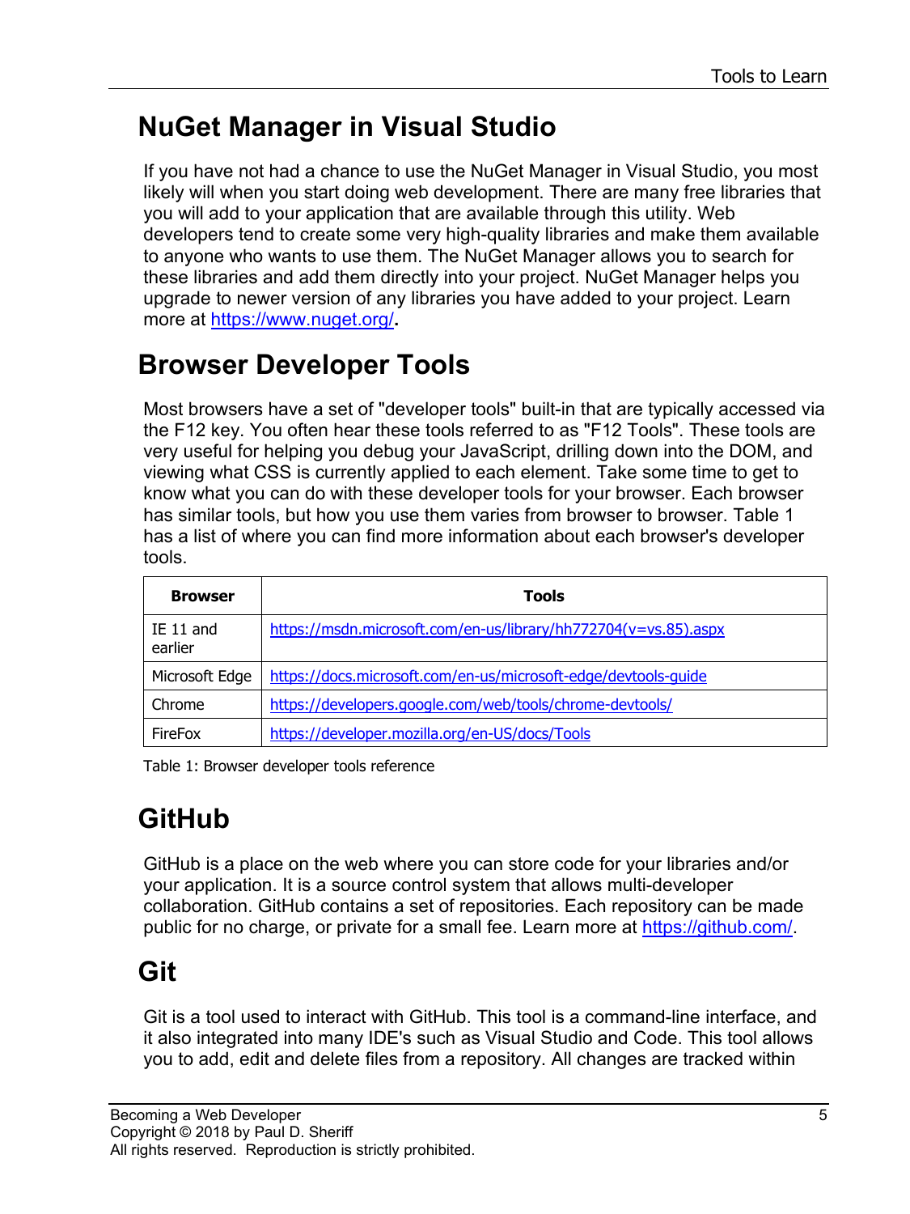## NuGet Manager in Visual Studio

If you have not had a chance to use the NuGet Manager in Visual Studio, you most likely will when you start doing web development. There are many free libraries that you will add to your application that are available through this utility. Web developers tend to create some very high-quality libraries and make them available to anyone who wants to use them. The NuGet Manager allows you to search for these libraries and add them directly into your project. NuGet Manager helps you upgrade to newer version of any libraries you have added to your project. Learn more at https://www.nuget.org/.

## Browser Developer Tools

Most browsers have a set of "developer tools" built-in that are typically accessed via the F12 key. You often hear these tools referred to as "F12 Tools". These tools are very useful for helping you debug your JavaScript, drilling down into the DOM, and viewing what CSS is currently applied to each element. Take some time to get to know what you can do with these developer tools for your browser. Each browser has similar tools, but how you use them varies from browser to browser. Table 1 has a list of where you can find more information about each browser's developer tools.

| Browser | Tools |
|---|---|
| IE 11 and earlier | https://msdn.microsoft.com/en-us/library/hh772704(v=vs.85).aspx |
| Microsoft Edge | https://docs.microsoft.com/en-us/microsoft-edge/devtools-guide |
| Chrome | https://developers.google.com/web/tools/chrome-devtools/ |
| FireFox | https://developer.mozilla.org/en-US/docs/Tools |

Table 1: Browser developer tools reference

## GitHub

GitHub is a place on the web where you can store code for your libraries and/or your application. It is a source control system that allows multi-developer collaboration. GitHub contains a set of repositories. Each repository can be made public for no charge, or private for a small fee. Learn more at https://github.com/.

## Git

Git is a tool used to interact with GitHub. This tool is a command-line interface, and it also integrated into many IDE's such as Visual Studio and Code. This tool allows you to add, edit and delete files from a repository. All changes are tracked within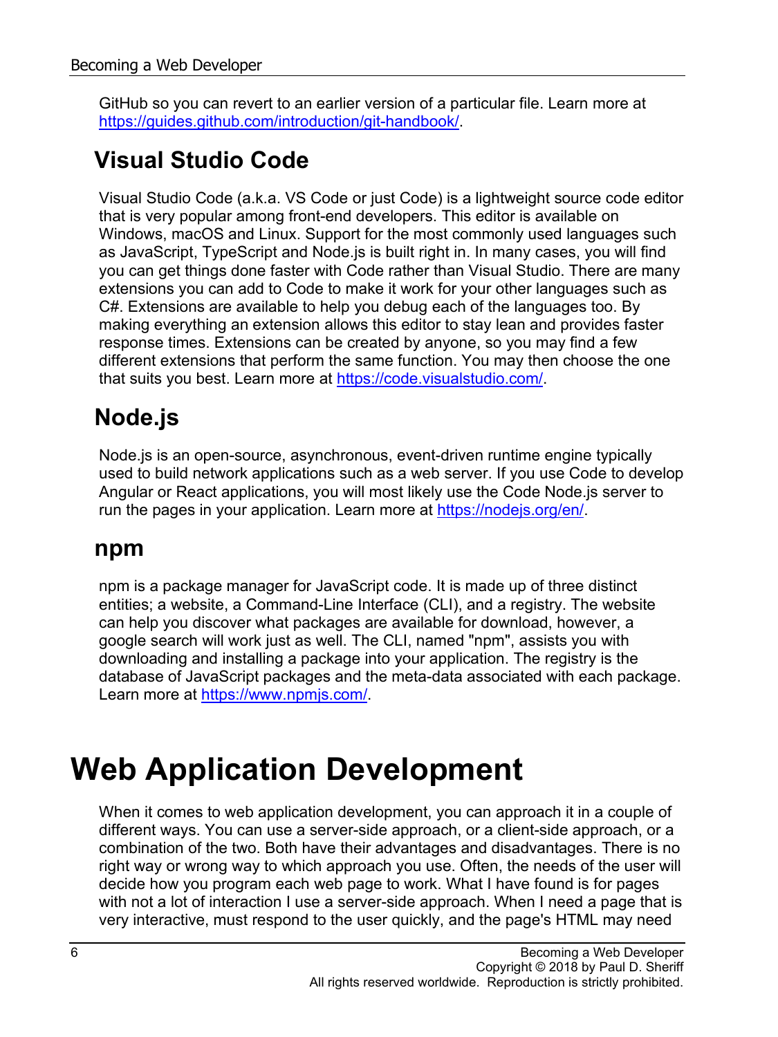GitHub so you can revert to an earlier version of a particular file. Learn more at https://guides.github.com/introduction/git-handbook/.

## Visual Studio Code

Visual Studio Code (a.k.a. VS Code or just Code) is a lightweight source code editor that is very popular among front-end developers. This editor is available on Windows, macOS and Linux. Support for the most commonly used languages such as JavaScript, TypeScript and Node.js is built right in. In many cases, you will find you can get things done faster with Code rather than Visual Studio. There are many extensions you can add to Code to make it work for your other languages such as C#. Extensions are available to help you debug each of the languages too. By making everything an extension allows this editor to stay lean and provides faster response times. Extensions can be created by anyone, so you may find a few different extensions that perform the same function. You may then choose the one that suits you best. Learn more at https://code.visualstudio.com/.

## Node.js

Node.js is an open-source, asynchronous, event-driven runtime engine typically used to build network applications such as a web server. If you use Code to develop Angular or React applications, you will most likely use the Code Node.js server to run the pages in your application. Learn more at https://nodejs.org/en/.

## npm

npm is a package manager for JavaScript code. It is made up of three distinct entities; a website, a Command-Line Interface (CLI), and a registry. The website can help you discover what packages are available for download, however, a google search will work just as well. The CLI, named "npm", assists you with downloading and installing a package into your application. The registry is the database of JavaScript packages and the meta-data associated with each package. Learn more at https://www.npmjs.com/.

# Web Application Development

When it comes to web application development, you can approach it in a couple of different ways. You can use a server-side approach, or a client-side approach, or a combination of the two. Both have their advantages and disadvantages. There is no right way or wrong way to which approach you use. Often, the needs of the user will decide how you program each web page to work. What I have found is for pages with not a lot of interaction I use a server-side approach. When I need a page that is very interactive, must respond to the user quickly, and the page's HTML may need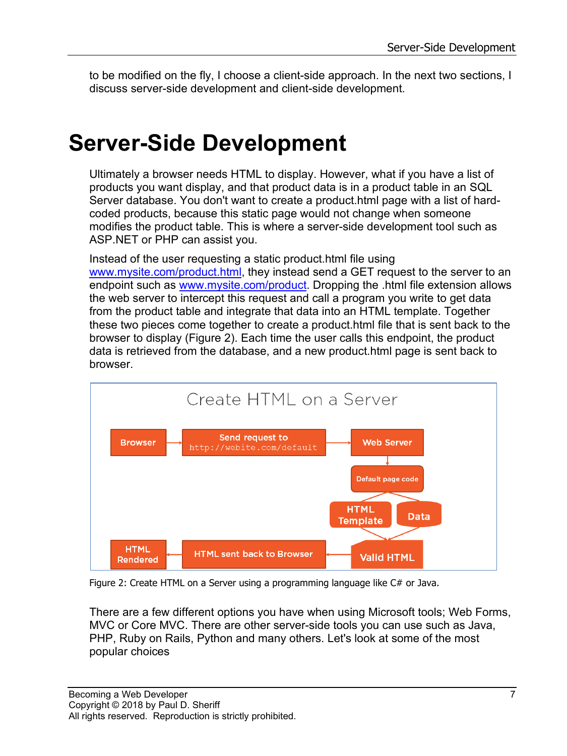to be modified on the fly, I choose a client-side approach. In the next two sections, I discuss server-side development and client-side development.

# Server-Side Development

Ultimately a browser needs HTML to display. However, what if you have a list of products you want display, and that product data is in a product table in an SQL Server database. You don't want to create a product.html page with a list of hard-coded products, because this static page would not change when someone modifies the product table. This is where a server-side development tool such as ASP.NET or PHP can assist you.

Instead of the user requesting a static product.html file using [www.mysite.com/product.html](www.mysite.com/product.html), they instead send a GET request to the server to an endpoint such as [www.mysite.com/product](www.mysite.com/product). Dropping the .html file extension allows the web server to intercept this request and call a program you write to get data from the product table and integrate that data into an HTML template. Together these two pieces come together to create a product.html file that is sent back to the browser to display (Figure 2). Each time the user calls this endpoint, the product data is retrieved from the database, and a new product.html page is sent back to browser.

Create HTML on a Server

Browser → Send request to http://webite.com/default → Web Server → Default page code → HTML Template / Data → Valid HTML → HTML sent back to Browser → HTML Rendered

Figure 2: Create HTML on a Server using a programming language like C# or Java.

There are a few different options you have when using Microsoft tools; Web Forms, MVC or Core MVC. There are other server-side tools you can use such as Java, PHP, Ruby on Rails, Python and many others. Let's look at some of the most popular choices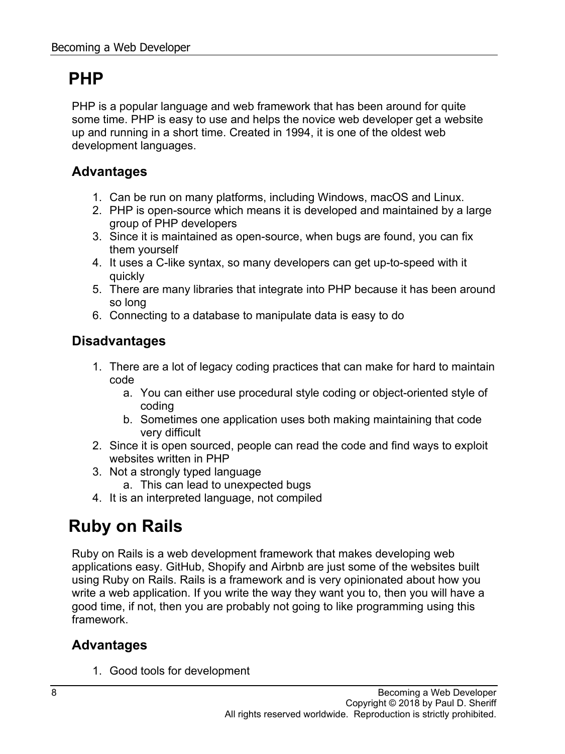# PHP

PHP is a popular language and web framework that has been around for quite some time. PHP is easy to use and helps the novice web developer get a website up and running in a short time. Created in 1994, it is one of the oldest web development languages.

## Advantages

1. Can be run on many platforms, including Windows, macOS and Linux.
2. PHP is open-source which means it is developed and maintained by a large group of PHP developers
3. Since it is maintained as open-source, when bugs are found, you can fix them yourself
4. It uses a C-like syntax, so many developers can get up-to-speed with it quickly
5. There are many libraries that integrate into PHP because it has been around so long
6. Connecting to a database to manipulate data is easy to do

## Disadvantages

1. There are a lot of legacy coding practices that can make for hard to maintain code
    a. You can either use procedural style coding or object-oriented style of coding
    b. Sometimes one application uses both making maintaining that code very difficult
2. Since it is open sourced, people can read the code and find ways to exploit websites written in PHP
3. Not a strongly typed language
    a. This can lead to unexpected bugs
4. It is an interpreted language, not compiled

# Ruby on Rails

Ruby on Rails is a web development framework that makes developing web applications easy. GitHub, Shopify and Airbnb are just some of the websites built using Ruby on Rails. Rails is a framework and is very opinionated about how you write a web application. If you write the way they want you to, then you will have a good time, if not, then you are probably not going to like programming using this framework.

## Advantages

1. Good tools for development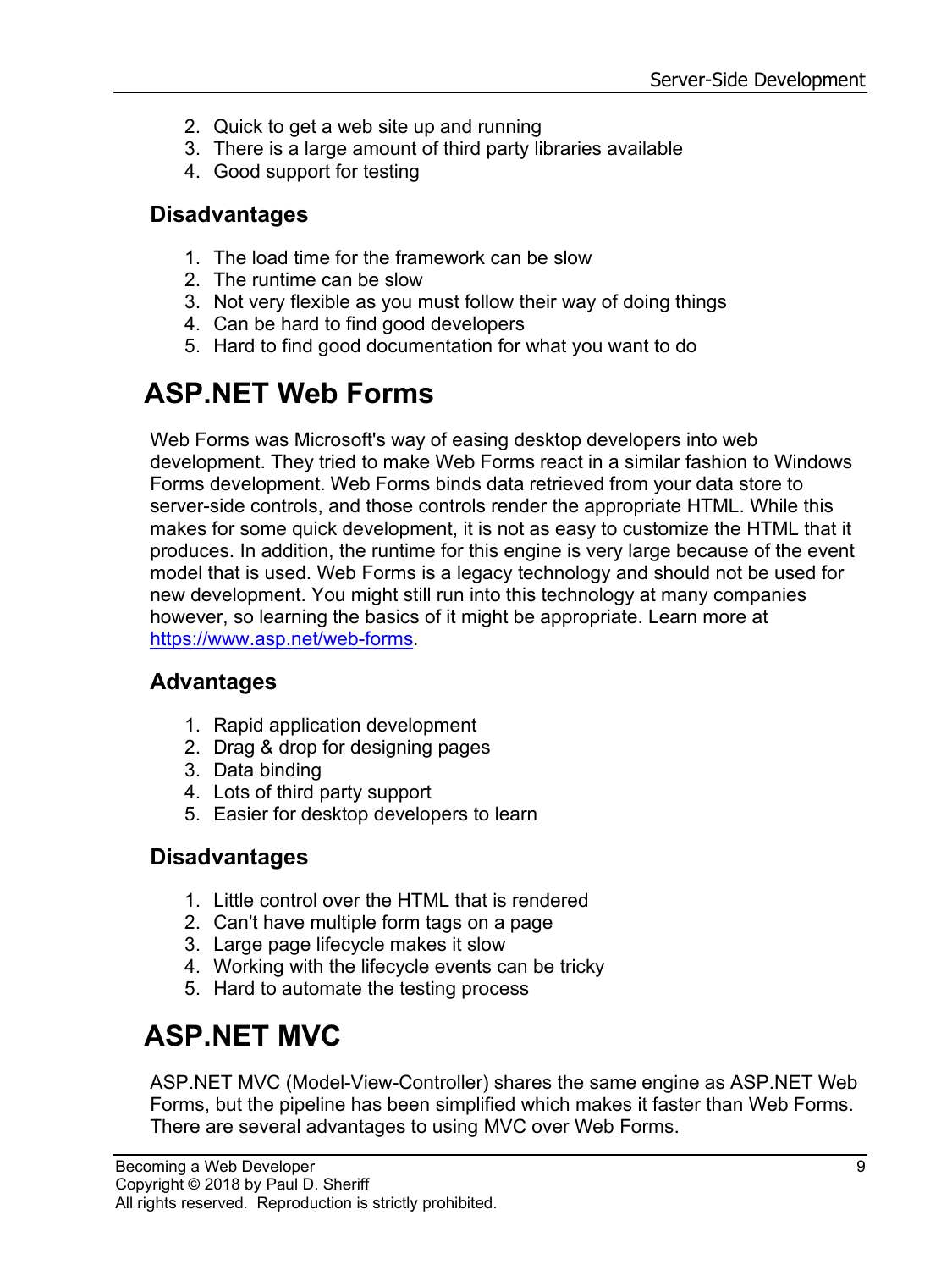2. Quick to get a web site up and running
3. There is a large amount of third party libraries available
4. Good support for testing

### Disadvantages

1. The load time for the framework can be slow
2. The runtime can be slow
3. Not very flexible as you must follow their way of doing things
4. Can be hard to find good developers
5. Hard to find good documentation for what you want to do

## ASP.NET Web Forms

Web Forms was Microsoft's way of easing desktop developers into web development. They tried to make Web Forms react in a similar fashion to Windows Forms development. Web Forms binds data retrieved from your data store to server-side controls, and those controls render the appropriate HTML. While this makes for some quick development, it is not as easy to customize the HTML that it produces. In addition, the runtime for this engine is very large because of the event model that is used. Web Forms is a legacy technology and should not be used for new development. You might still run into this technology at many companies however, so learning the basics of it might be appropriate. Learn more at [https://www.asp.net/web-forms](https://www.asp.net/web-forms).

### Advantages

1. Rapid application development
2. Drag & drop for designing pages
3. Data binding
4. Lots of third party support
5. Easier for desktop developers to learn

### Disadvantages

1. Little control over the HTML that is rendered
2. Can't have multiple form tags on a page
3. Large page lifecycle makes it slow
4. Working with the lifecycle events can be tricky
5. Hard to automate the testing process

## ASP.NET MVC

ASP.NET MVC (Model-View-Controller) shares the same engine as ASP.NET Web Forms, but the pipeline has been simplified which makes it faster than Web Forms. There are several advantages to using MVC over Web Forms.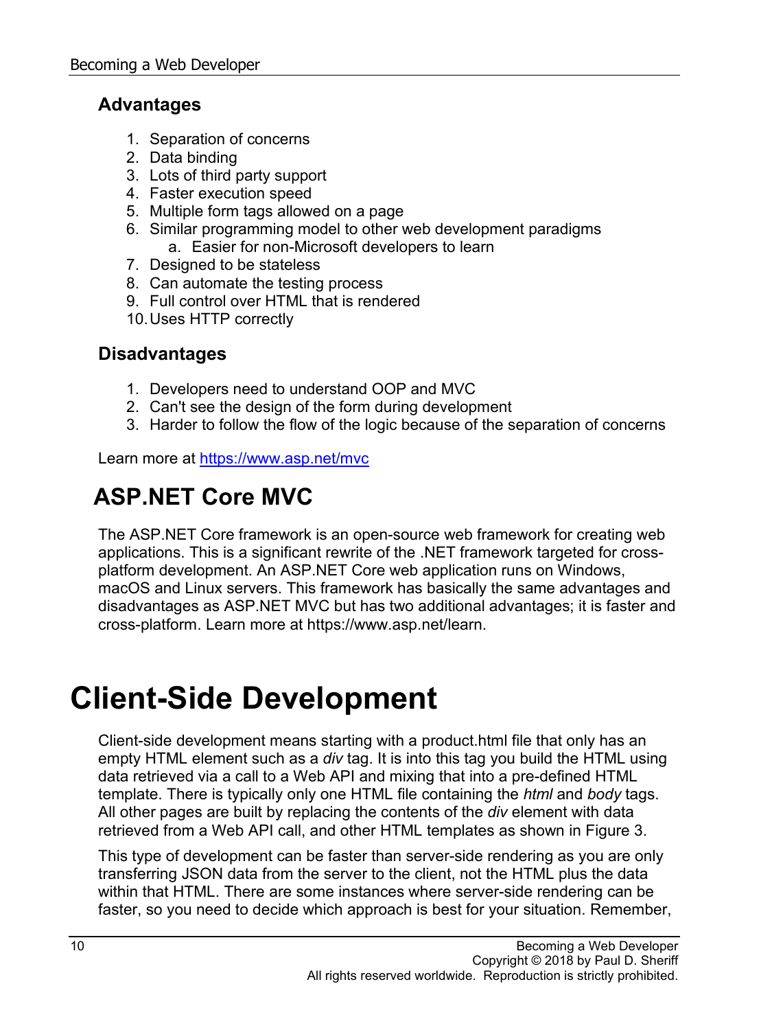### Advantages

1. Separation of concerns
2. Data binding
3. Lots of third party support
4. Faster execution speed
5. Multiple form tags allowed on a page
6. Similar programming model to other web development paradigms
    a. Easier for non-Microsoft developers to learn
7. Designed to be stateless
8. Can automate the testing process
9. Full control over HTML that is rendered
10. Uses HTTP correctly

### Disadvantages

1. Developers need to understand OOP and MVC
2. Can't see the design of the form during development
3. Harder to follow the flow of the logic because of the separation of concerns

Learn more at [https://www.asp.net/mvc](https://www.asp.net/mvc)

## ASP.NET Core MVC

The ASP.NET Core framework is an open-source web framework for creating web applications. This is a significant rewrite of the .NET framework targeted for cross-platform development. An ASP.NET Core web application runs on Windows, macOS and Linux servers. This framework has basically the same advantages and disadvantages as ASP.NET MVC but has two additional advantages; it is faster and cross-platform. Learn more at https://www.asp.net/learn.

# Client-Side Development

Client-side development means starting with a product.html file that only has an empty HTML element such as a *div* tag. It is into this tag you build the HTML using data retrieved via a call to a Web API and mixing that into a pre-defined HTML template. There is typically only one HTML file containing the *html* and *body* tags. All other pages are built by replacing the contents of the *div* element with data retrieved from a Web API call, and other HTML templates as shown in Figure 3.

This type of development can be faster than server-side rendering as you are only transferring JSON data from the server to the client, not the HTML plus the data within that HTML. There are some instances where server-side rendering can be faster, so you need to decide which approach is best for your situation. Remember,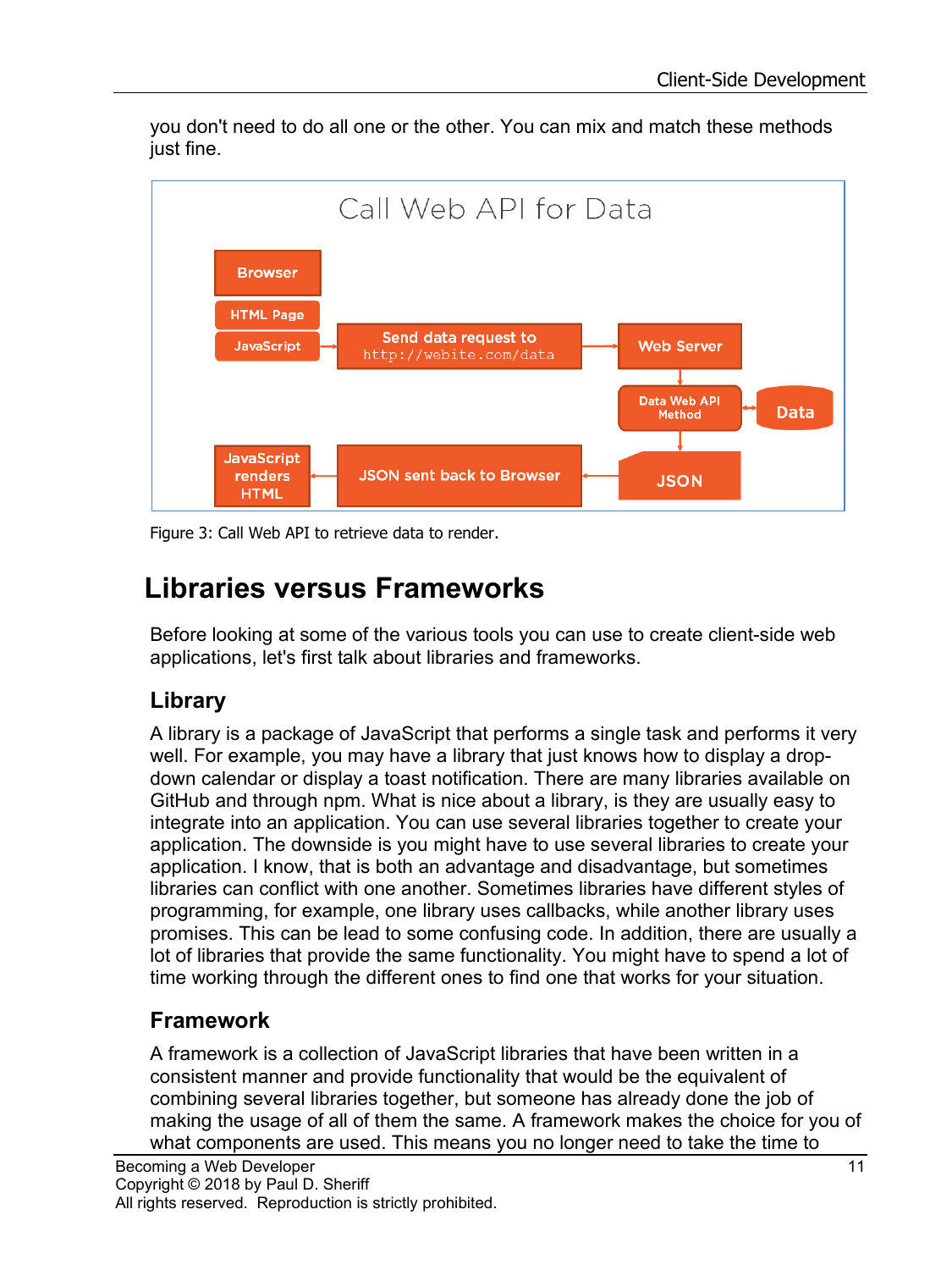you don't need to do all one or the other. You can mix and match these methods just fine.

Call Web API for Data

Browser

HTML Page

JavaScript

Send data request to http://webite.com/data

Web Server

Data Web API Method

Data

JSON

JavaScript renders HTML

JSON sent back to Browser

Figure 3: Call Web API to retrieve data to render.

# Libraries versus Frameworks

Before looking at some of the various tools you can use to create client-side web applications, let's first talk about libraries and frameworks.

## Library

A library is a package of JavaScript that performs a single task and performs it very well. For example, you may have a library that just knows how to display a drop-down calendar or display a toast notification. There are many libraries available on GitHub and through npm. What is nice about a library, is they are usually easy to integrate into an application. You can use several libraries together to create your application. The downside is you might have to use several libraries to create your application. I know, that is both an advantage and disadvantage, but sometimes libraries can conflict with one another. Sometimes libraries have different styles of programming, for example, one library uses callbacks, while another library uses promises. This can be lead to some confusing code. In addition, there are usually a lot of libraries that provide the same functionality. You might have to spend a lot of time working through the different ones to find one that works for your situation.

## Framework

A framework is a collection of JavaScript libraries that have been written in a consistent manner and provide functionality that would be the equivalent of combining several libraries together, but someone has already done the job of making the usage of all of them the same. A framework makes the choice for you of what components are used. This means you no longer need to take the time to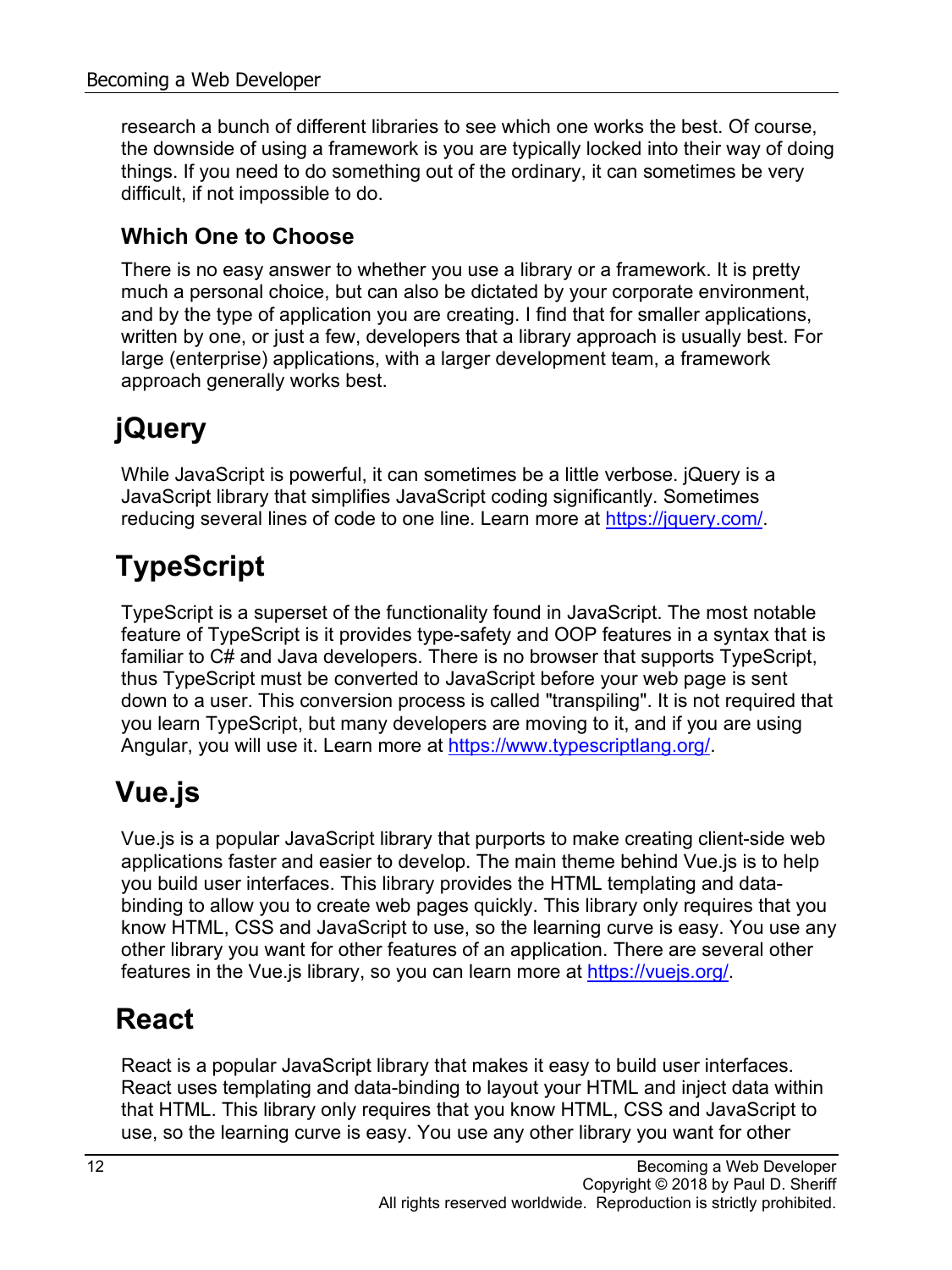research a bunch of different libraries to see which one works the best. Of course, the downside of using a framework is you are typically locked into their way of doing things. If you need to do something out of the ordinary, it can sometimes be very difficult, if not impossible to do.

### Which One to Choose

There is no easy answer to whether you use a library or a framework. It is pretty much a personal choice, but can also be dictated by your corporate environment, and by the type of application you are creating. I find that for smaller applications, written by one, or just a few, developers that a library approach is usually best. For large (enterprise) applications, with a larger development team, a framework approach generally works best.

## jQuery

While JavaScript is powerful, it can sometimes be a little verbose. jQuery is a JavaScript library that simplifies JavaScript coding significantly. Sometimes reducing several lines of code to one line. Learn more at [https://jquery.com/](https://jquery.com/).

## TypeScript

TypeScript is a superset of the functionality found in JavaScript. The most notable feature of TypeScript is it provides type-safety and OOP features in a syntax that is familiar to C# and Java developers. There is no browser that supports TypeScript, thus TypeScript must be converted to JavaScript before your web page is sent down to a user. This conversion process is called "transpiling". It is not required that you learn TypeScript, but many developers are moving to it, and if you are using Angular, you will use it. Learn more at [https://www.typescriptlang.org/](https://www.typescriptlang.org/).

## Vue.js

Vue.js is a popular JavaScript library that purports to make creating client-side web applications faster and easier to develop. The main theme behind Vue.js is to help you build user interfaces. This library provides the HTML templating and data-binding to allow you to create web pages quickly. This library only requires that you know HTML, CSS and JavaScript to use, so the learning curve is easy. You use any other library you want for other features of an application. There are several other features in the Vue.js library, so you can learn more at [https://vuejs.org/](https://vuejs.org/).

## React

React is a popular JavaScript library that makes it easy to build user interfaces. React uses templating and data-binding to layout your HTML and inject data within that HTML. This library only requires that you know HTML, CSS and JavaScript to use, so the learning curve is easy. You use any other library you want for other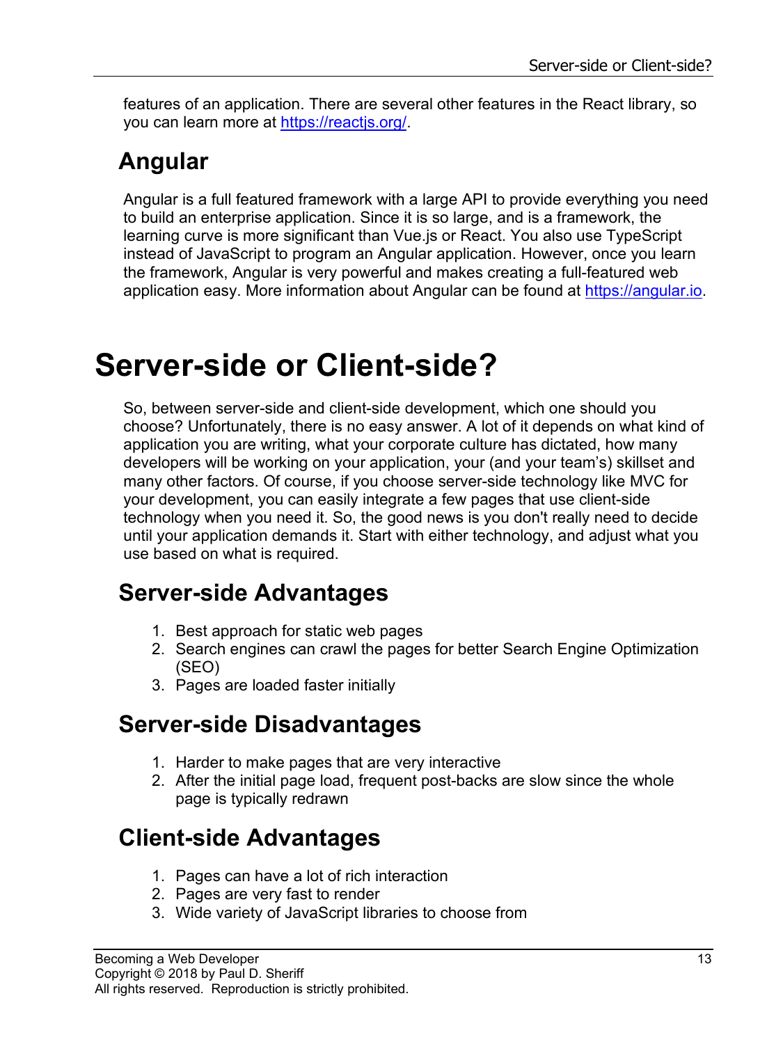features of an application. There are several other features in the React library, so you can learn more at [https://reactjs.org/](https://reactjs.org/).

## Angular

Angular is a full featured framework with a large API to provide everything you need to build an enterprise application. Since it is so large, and is a framework, the learning curve is more significant than Vue.js or React. You also use TypeScript instead of JavaScript to program an Angular application. However, once you learn the framework, Angular is very powerful and makes creating a full-featured web application easy. More information about Angular can be found at [https://angular.io](https://angular.io).

# Server-side or Client-side?

So, between server-side and client-side development, which one should you choose? Unfortunately, there is no easy answer. A lot of it depends on what kind of application you are writing, what your corporate culture has dictated, how many developers will be working on your application, your (and your team's) skillset and many other factors. Of course, if you choose server-side technology like MVC for your development, you can easily integrate a few pages that use client-side technology when you need it. So, the good news is you don't really need to decide until your application demands it. Start with either technology, and adjust what you use based on what is required.

## Server-side Advantages

1. Best approach for static web pages
2. Search engines can crawl the pages for better Search Engine Optimization (SEO)
3. Pages are loaded faster initially

## Server-side Disadvantages

1. Harder to make pages that are very interactive
2. After the initial page load, frequent post-backs are slow since the whole page is typically redrawn

## Client-side Advantages

1. Pages can have a lot of rich interaction
2. Pages are very fast to render
3. Wide variety of JavaScript libraries to choose from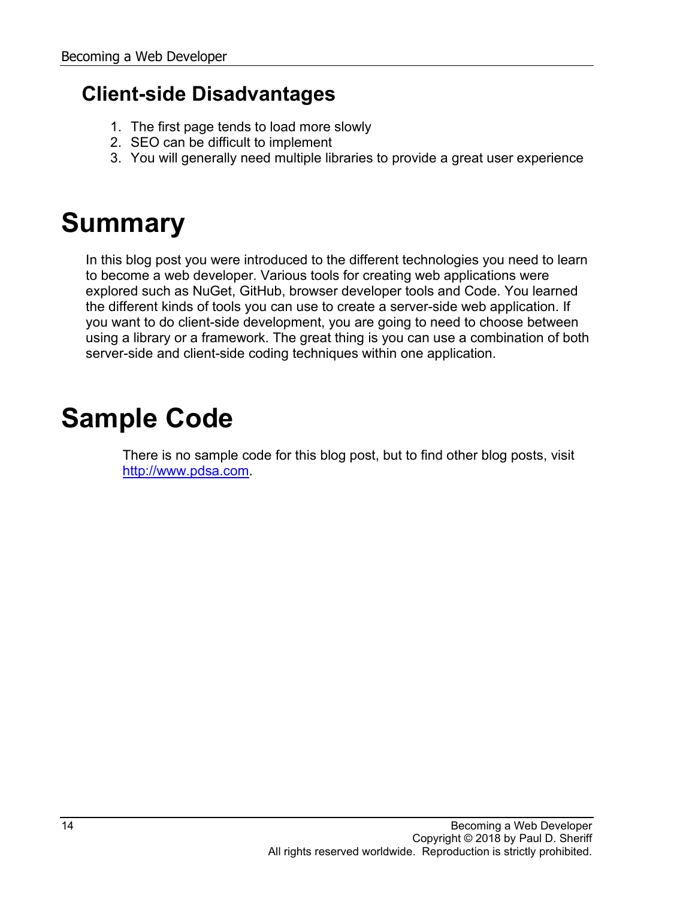## Client-side Disadvantages

1. The first page tends to load more slowly
2. SEO can be difficult to implement
3. You will generally need multiple libraries to provide a great user experience

# Summary

In this blog post you were introduced to the different technologies you need to learn to become a web developer. Various tools for creating web applications were explored such as NuGet, GitHub, browser developer tools and Code. You learned the different kinds of tools you can use to create a server-side web application. If you want to do client-side development, you are going to need to choose between using a library or a framework. The great thing is you can use a combination of both server-side and client-side coding techniques within one application.

# Sample Code

There is no sample code for this blog post, but to find other blog posts, visit http://www.pdsa.com.